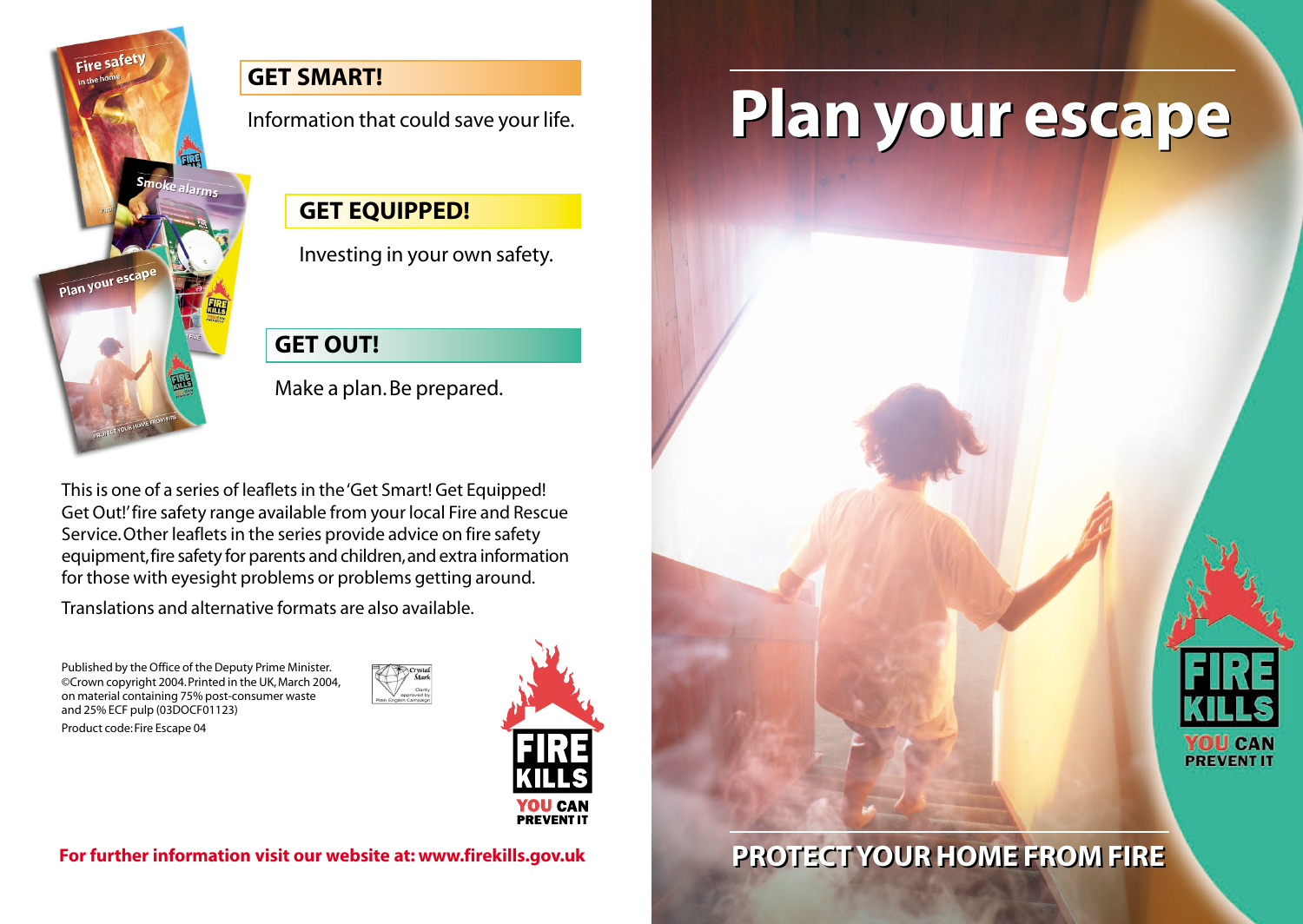## GET SMART!

Information that could save your life.

## GET EQUIPPED!

Investing in your own safety.

## GET OUT!

Make a plan. Be prepared.

This is one of a series of leaflets in the 'Get Smart! Get Equipped! Get Out!' fire safety range available from your local Fire and Rescue Service. Other leaflets in the series provide advice on fire safety equipment, fire safety for parents and children, and extra information for those with eyesight problems or problems getting around.

Translations and alternative formats are also available.

Published by the Office of the Deputy Prime Minister. ©Crown copyright 2004. Printed in the UK, March 2004, on material containing 75% post-consumer waste and 25% ECF pulp (03DOCF01123)

Product code: Fire Escape 04

FIRE KILLS YOU CAN PREVENT IT

**For further information visit our website at: www.firekills.gov.uk**

# Plan your escape

FIRE KILLS YOU CAN PREVENT IT

**PROTECT YOUR HOME FROM FIRE**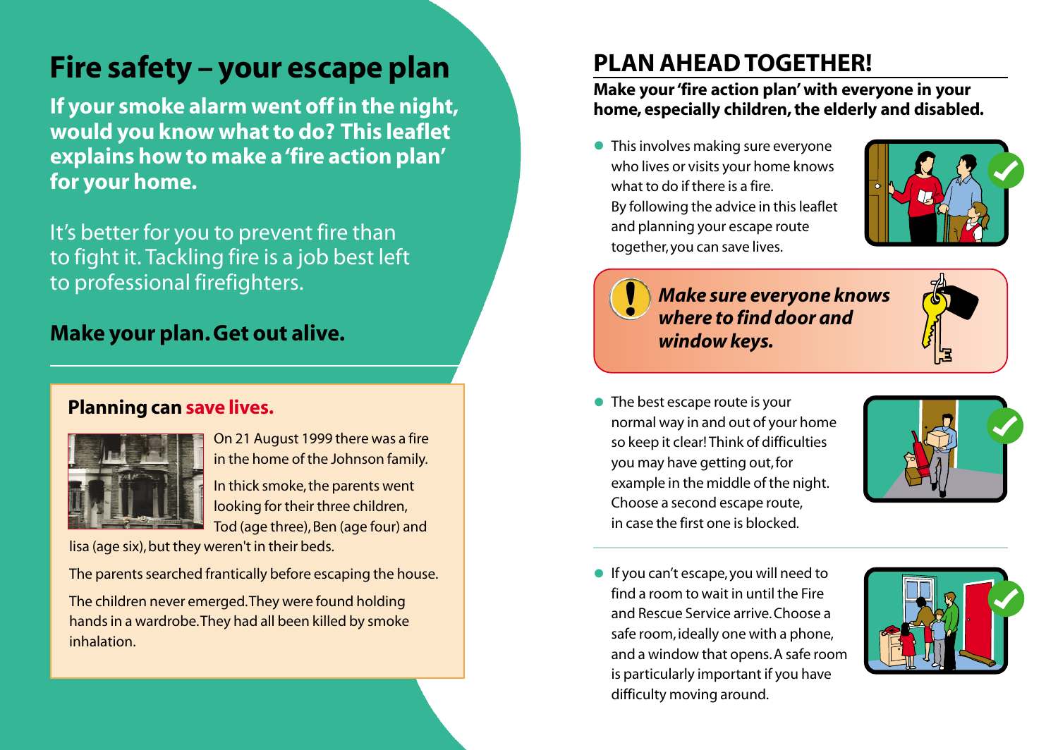# Fire safety – your escape plan

**If your smoke alarm went off in the night, would you know what to do? This leaflet explains how to make a 'fire action plan' for your home.**

It's better for you to prevent fire than to fight it. Tackling fire is a job best left to professional firefighters.

**Make your plan. Get out alive.**

### Planning can save lives.

On 21 August 1999 there was a fire in the home of the Johnson family.

In thick smoke, the parents went looking for their three children, Tod (age three), Ben (age four) and lisa (age six), but they weren't in their beds.

The parents searched frantically before escaping the house.

The children never emerged. They were found holding hands in a wardrobe. They had all been killed by smoke inhalation.

## PLAN AHEAD TOGETHER!

**Make your 'fire action plan' with everyone in your home, especially children, the elderly and disabled.**

- This involves making sure everyone who lives or visits your home knows what to do if there is a fire. By following the advice in this leaflet and planning your escape route together, you can save lives.

***Make sure everyone knows where to find door and window keys.***

- The best escape route is your normal way in and out of your home so keep it clear! Think of difficulties you may have getting out, for example in the middle of the night. Choose a second escape route, in case the first one is blocked.

- If you can't escape, you will need to find a room to wait in until the Fire and Rescue Service arrive. Choose a safe room, ideally one with a phone, and a window that opens. A safe room is particularly important if you have difficulty moving around.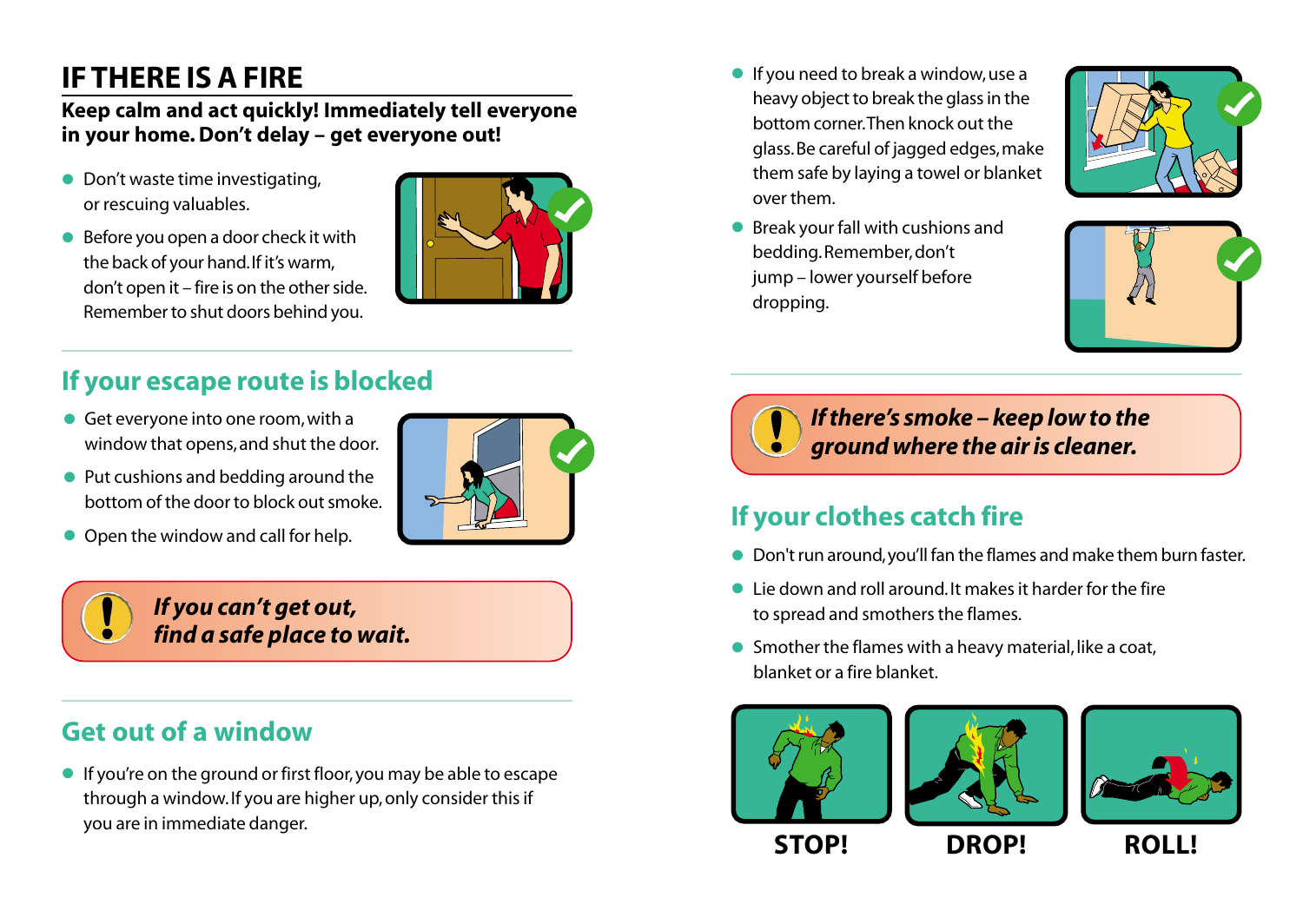# IF THERE IS A FIRE

**Keep calm and act quickly! Immediately tell everyone in your home. Don't delay – get everyone out!**

- Don't waste time investigating, or rescuing valuables.
- Before you open a door check it with the back of your hand. If it's warm, don't open it – fire is on the other side. Remember to shut doors behind you.

## If your escape route is blocked

- Get everyone into one room, with a window that opens, and shut the door.
- Put cushions and bedding around the bottom of the door to block out smoke.
- Open the window and call for help.

***If you can't get out, find a safe place to wait.***

## Get out of a window

- If you're on the ground or first floor, you may be able to escape through a window. If you are higher up, only consider this if you are in immediate danger.
- If you need to break a window, use a heavy object to break the glass in the bottom corner. Then knock out the glass. Be careful of jagged edges, make them safe by laying a towel or blanket over them.
- Break your fall with cushions and bedding. Remember, don't jump – lower yourself before dropping.

***If there's smoke – keep low to the ground where the air is cleaner.***

## If your clothes catch fire

- Don't run around, you'll fan the flames and make them burn faster.
- Lie down and roll around. It makes it harder for the fire to spread and smothers the flames.
- Smother the flames with a heavy material, like a coat, blanket or a fire blanket.

**STOP!** **DROP!** **ROLL!**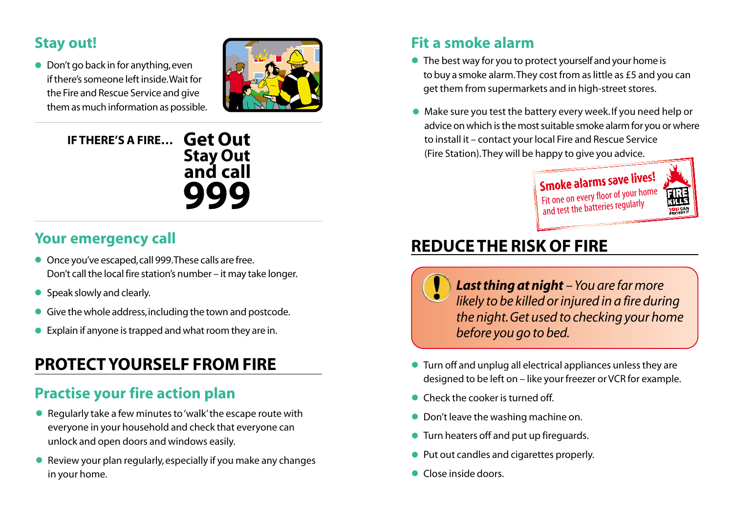## Stay out!

- Don't go back in for anything, even if there's someone left inside. Wait for the Fire and Rescue Service and give them as much information as possible.

**IF THERE'S A FIRE… Get Out Stay Out and call 999**

## Your emergency call

- Once you've escaped, call 999. These calls are free. Don't call the local fire station's number – it may take longer.
- Speak slowly and clearly.
- Give the whole address, including the town and postcode.
- Explain if anyone is trapped and what room they are in.

# PROTECT YOURSELF FROM FIRE

## Practise your fire action plan

- Regularly take a few minutes to 'walk' the escape route with everyone in your household and check that everyone can unlock and open doors and windows easily.
- Review your plan regularly, especially if you make any changes in your home.

## Fit a smoke alarm

- The best way for you to protect yourself and your home is to buy a smoke alarm. They cost from as little as £5 and you can get them from supermarkets and in high-street stores.
- Make sure you test the battery every week. If you need help or advice on which is the most suitable smoke alarm for you or where to install it – contact your local Fire and Rescue Service (Fire Station). They will be happy to give you advice.

**Smoke alarms save lives!**
Fit one on every floor of your home and test the batteries regularly

FIRE KILLS YOU CAN PREVENT IT

# REDUCE THE RISK OF FIRE

***Last thing at night*** *– You are far more likely to be killed or injured in a fire during the night. Get used to checking your home before you go to bed.*

- Turn off and unplug all electrical appliances unless they are designed to be left on – like your freezer or VCR for example.
- Check the cooker is turned off.
- Don't leave the washing machine on.
- Turn heaters off and put up fireguards.
- Put out candles and cigarettes properly.
- Close inside doors.